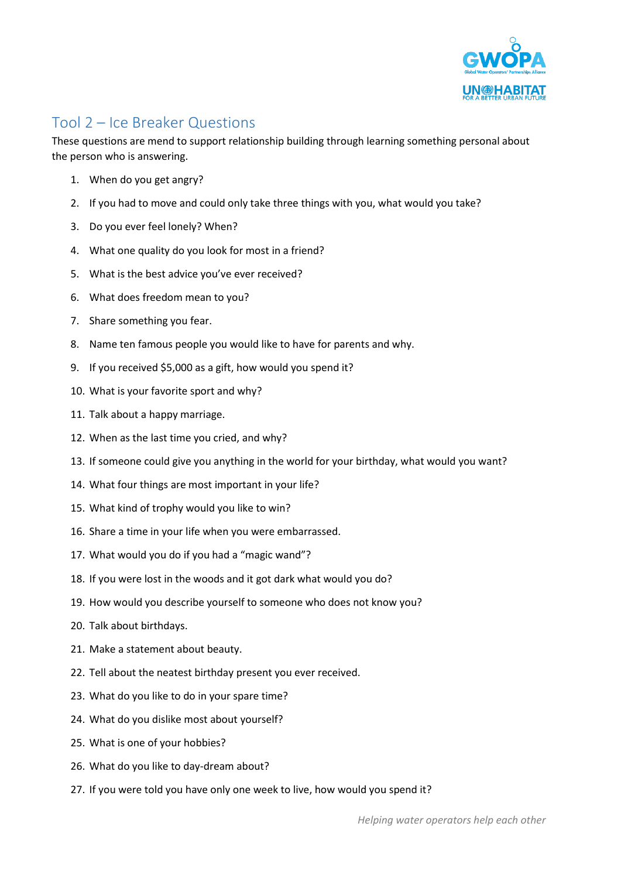## Tool 2 – Ice Breaker Questions

These questions are mend to support relationship building through learning something personal about the person who is answering.

1. When do you get angry?
2. If you had to move and could only take three things with you, what would you take?
3. Do you ever feel lonely? When?
4. What one quality do you look for most in a friend?
5. What is the best advice you've ever received?
6. What does freedom mean to you?
7. Share something you fear.
8. Name ten famous people you would like to have for parents and why.
9. If you received $5,000 as a gift, how would you spend it?
10. What is your favorite sport and why?
11. Talk about a happy marriage.
12. When as the last time you cried, and why?
13. If someone could give you anything in the world for your birthday, what would you want?
14. What four things are most important in your life?
15. What kind of trophy would you like to win?
16. Share a time in your life when you were embarrassed.
17. What would you do if you had a "magic wand"?
18. If you were lost in the woods and it got dark what would you do?
19. How would you describe yourself to someone who does not know you?
20. Talk about birthdays.
21. Make a statement about beauty.
22. Tell about the neatest birthday present you ever received.
23. What do you like to do in your spare time?
24. What do you dislike most about yourself?
25. What is one of your hobbies?
26. What do you like to day-dream about?
27. If you were told you have only one week to live, how would you spend it?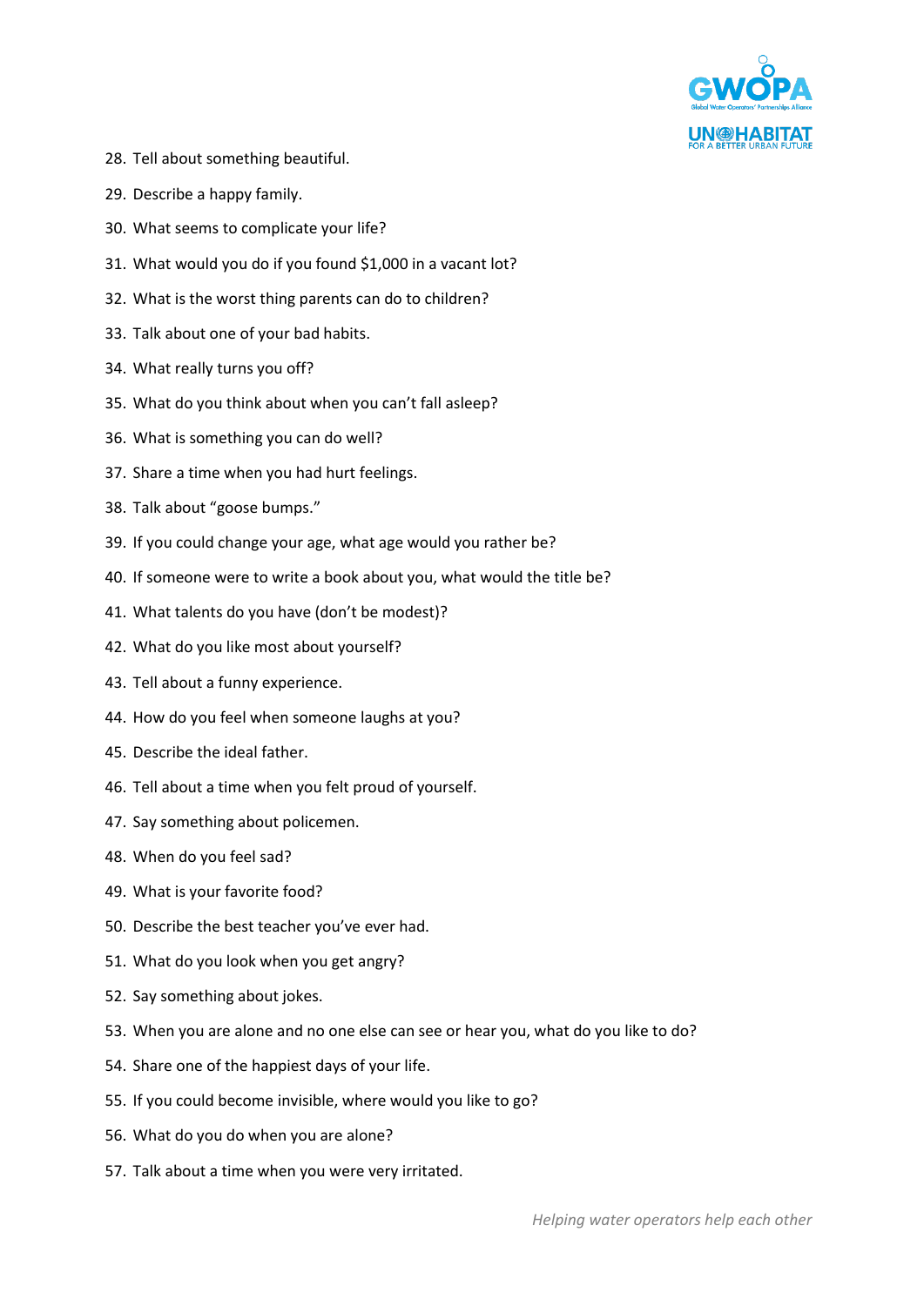28. Tell about something beautiful.
29. Describe a happy family.
30. What seems to complicate your life?
31. What would you do if you found $1,000 in a vacant lot?
32. What is the worst thing parents can do to children?
33. Talk about one of your bad habits.
34. What really turns you off?
35. What do you think about when you can't fall asleep?
36. What is something you can do well?
37. Share a time when you had hurt feelings.
38. Talk about "goose bumps."
39. If you could change your age, what age would you rather be?
40. If someone were to write a book about you, what would the title be?
41. What talents do you have (don't be modest)?
42. What do you like most about yourself?
43. Tell about a funny experience.
44. How do you feel when someone laughs at you?
45. Describe the ideal father.
46. Tell about a time when you felt proud of yourself.
47. Say something about policemen.
48. When do you feel sad?
49. What is your favorite food?
50. Describe the best teacher you've ever had.
51. What do you look when you get angry?
52. Say something about jokes.
53. When you are alone and no one else can see or hear you, what do you like to do?
54. Share one of the happiest days of your life.
55. If you could become invisible, where would you like to go?
56. What do you do when you are alone?
57. Talk about a time when you were very irritated.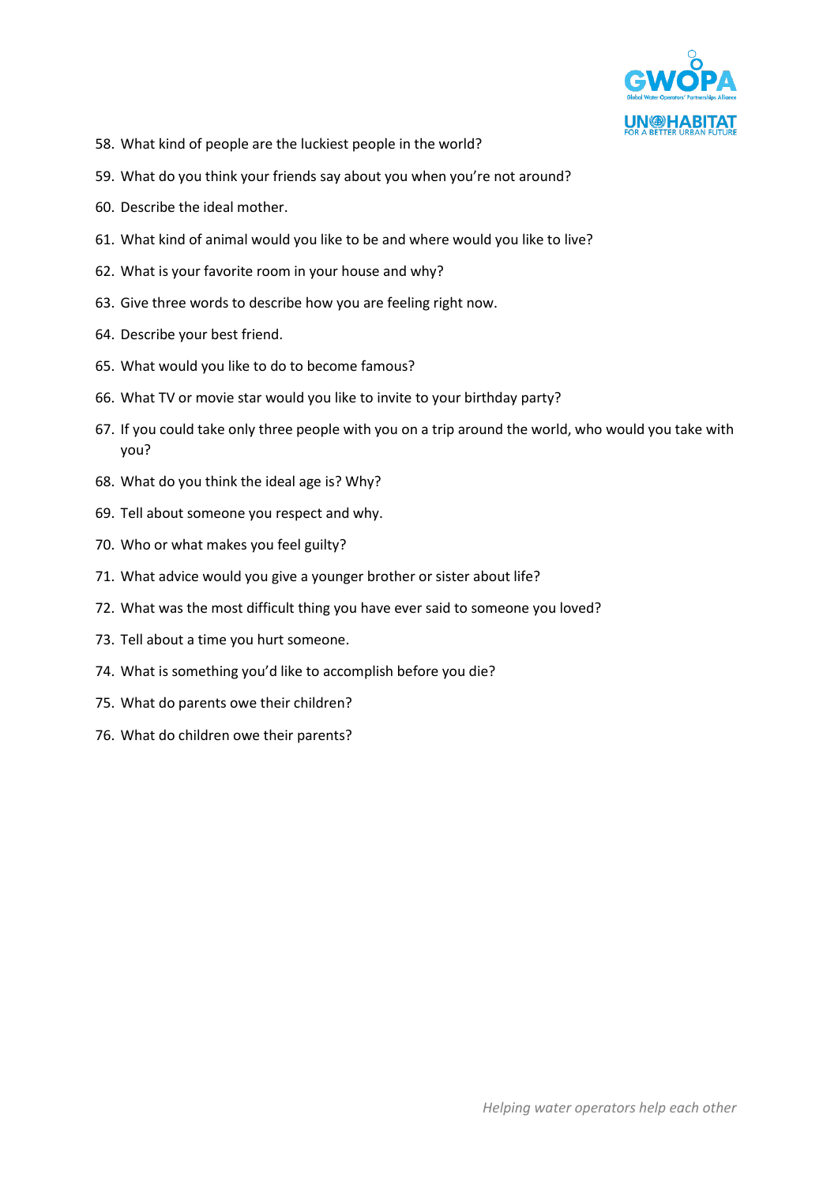58. What kind of people are the luckiest people in the world?
59. What do you think your friends say about you when you're not around?
60. Describe the ideal mother.
61. What kind of animal would you like to be and where would you like to live?
62. What is your favorite room in your house and why?
63. Give three words to describe how you are feeling right now.
64. Describe your best friend.
65. What would you like to do to become famous?
66. What TV or movie star would you like to invite to your birthday party?
67. If you could take only three people with you on a trip around the world, who would you take with you?
68. What do you think the ideal age is? Why?
69. Tell about someone you respect and why.
70. Who or what makes you feel guilty?
71. What advice would you give a younger brother or sister about life?
72. What was the most difficult thing you have ever said to someone you loved?
73. Tell about a time you hurt someone.
74. What is something you'd like to accomplish before you die?
75. What do parents owe their children?
76. What do children owe their parents?